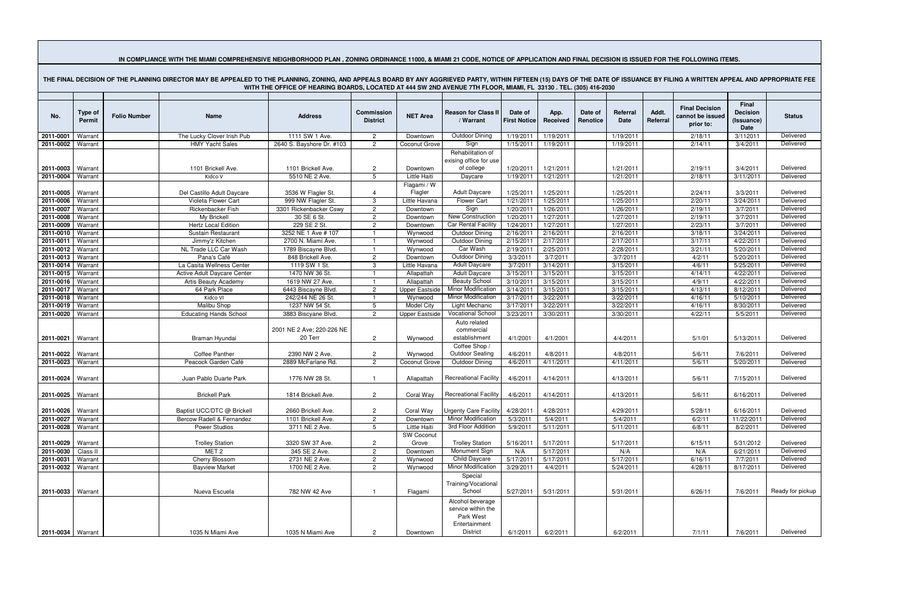**IN COMPLIANCE WITH THE MIAMI COMPREHENSIVE NEIGHBORHOOD PLAN , ZONING ORDINANCE 11000, & MIAMI 21 CODE, NOTICE OF APPLICATION AND FINAL DECISION IS ISSUED FOR THE FOLLOWING ITEMS.**

**THE FINAL DECISION OF THE PLANNING DIRECTOR MAY BE APPEALED TO THE PLANNING, ZONING, AND APPEALS BOARD BY ANY AGGRIEVED PARTY, WITHIN FIFTEEN (15) DAYS OF THE DATE OF ISSUANCE BY FILING A WRITTEN APPEAL AND APPROPRIATE FEE WITH THE OFFICE OF HEARING BOARDS, LOCATED AT 444 SW 2ND AVENUE 7TH FLOOR, MIAMI, FL 33130 . TEL. (305) 416-2030**

| No. | Type of Permit | Folio Number | Name | Address | Commission District | NET Area | Reason for Class II / Warrant | Date of First Notice | App. Received | Date of Renotice | Referral Date | Addt. Referral | Final Decision cannot be issued prior to: | Final Decision (Issuance) Date | Status |
|---|---|---|---|---|---|---|---|---|---|---|---|---|---|---|---|
| 2011-0001 | Warrant | | The Lucky Clover Irish Pub | 1111 SW 1 Ave. | 2 | Downtown | Outdoor Dining | 1/19/2011 | 1/19/2011 | | 1/19/2011 | | 2/18/11 | 3/112011 | Delivered |
| 2011-0002 | Warrant | | HMY Yacht Sales | 2640 S. Bayshore Dr. #103 | 2 | Coconut Grove | Sign | 1/15/2011 | 1/19/2011 | | 1/19/2011 | | 2/14/11 | 3/4/2011 | Delivered |
| 2011-0003 | Warrant | | 1101 Brickell Ave. | 1101 Brickell Ave. | 2 | Downtown | Rehabilitation of exising office for use of college | 1/20/2011 | 1/21/2011 | | 1/21/2011 | | 2/19/11 | 3/4/2011 | Delivered |
| 2011-0004 | Warrant | | Kidco V | 5510 NE 2 Ave. | 5 | Little Haiti | Daycare | 1/19/2011 | 1/21/2011 | | 1/21/2011 | | 2/18/11 | 3/11/2011 | Delivered |
| 2011-0005 | Warrant | | Del Castillo Adult Daycare | 3536 W Flagler St. | 4 | Flagami / W Flagler | Adult Daycare | 1/25/2011 | 1/25/2011 | | 1/25/2011 | | 2/24/11 | 3/3/2011 | Delivered |
| 2011-0006 | Warrant | | Violeta Flower Cart | 999 NW Flagler St. | 3 | Little Havana | Flower Cart | 1/21/2011 | 1/25/2011 | | 1/25/2011 | | 2/20/11 | 3/24/2011 | Delivered |
| 2011-0007 | Warrant | | Rickenbacker Fish | 3301 Rickenbacker Cswy | 2 | Downtown | Sign | 1/20/2011 | 1/26/2011 | | 1/26/2011 | | 2/19/11 | 3/7/2011 | Delivered |
| 2011-0008 | Warrant | | My Brickell | 30 SE 6 St. | 2 | Downtown | New Construction | 1/20/2011 | 1/27/2011 | | 1/27/2011 | | 2/19/11 | 3/7/2011 | Delivered |
| 2011-0009 | Warrant | | Hertz Local Edition | 229 SE 2 St. | 2 | Downtown | Car Rental Facility | 1/24/2011 | 1/27/2011 | | 1/27/2011 | | 2/23/11 | 3/7/2011 | Delivered |
| 2011-0010 | Warrant | | Sustain Restaurant | 3252 NE 1 Ave # 107 | 1 | Wynwood | Outdoor Dining | 2/16/2011 | 2/16/2011 | | 2/16/2011 | | 3/18/11 | 3/24/2011 | Delivered |
| 2011-0011 | Warrant | | Jimmy'z Kitchen | 2700 N. Miami Ave. | 1 | Wynwood | Outdoor Dining | 2/15/2011 | 2/17/2011 | | 2/17/2011 | | 3/17/11 | 4/22/2011 | Delivered |
| 2011-0012 | Warrant | | NL Trade LLC Car Wash | 1789 Biscayne Blvd. | 1 | Wynwood | Car Wash | 2/19/2011 | 2/25/2011 | | 2/28/2011 | | 3/21/11 | 5/20/2011 | Delivered |
| 2011-0013 | Warrant | | Pana's Café | 848 Brickell Ave. | 2 | Downtown | Outdoor Dining | 3/3/2011 | 3/7/2011 | | 3/7/2011 | | 4/2/11 | 5/20/2011 | Delivered |
| 2011-0014 | Warrant | | La Casita Wellness Center | 1119 SW 1 St. | 3 | Little Havana | Adult Daycare | 3/7/2011 | 3/14/2011 | | 3/15/2011 | | 4/6/11 | 5/25/2011 | Delivered |
| 2011-0015 | Warrant | | Active Adult Daycare Center | 1470 NW 36 St. | 1 | Allapattah | Adult Daycare | 3/15/2011 | 3/15/2011 | | 3/15/2011 | | 4/14/11 | 4/22/2011 | Delivered |
| 2011-0016 | Warrant | | Artis Beauty Academy | 1619 NW 27 Ave. | 1 | Allapattah | Beauty School | 3/10/2011 | 3/15/2011 | | 3/15/2011 | | 4/9/11 | 4/22/2011 | Delivered |
| 2011-0017 | Warrant | | 64 Park Place | 6443 Biscayne Blvd. | 2 | Upper Eastside | Minor Modification | 3/14/2011 | 3/15/2011 | | 3/15/2011 | | 4/13/11 | 8/12/2011 | Delivered |
| 2011-0018 | Warrant | | Kidco VI | 242/244 NE 26 St. | 1 | Wynwood | Minor Modification | 3/17/2011 | 3/22/2011 | | 3/22/2011 | | 4/16/11 | 5/10/2011 | Delivered |
| 2011-0019 | Warrant | | Malibu Shop | 1237 NW 54 St. | 5 | Model City | Light Mechanic | 3/17/2011 | 3/22/2011 | | 3/22/2011 | | 4/16/11 | 8/30/2011 | Delivered |
| 2011-0020 | Warrant | | Educating Hands School | 3883 Biscyane Blvd. | 2 | Upper Eastside | Vocational School | 3/23/2011 | 3/30/2011 | | 3/30/2011 | | 4/22/11 | 5/5/2011 | Delivered |
| 2011-0021 | Warrant | | Braman Hyundai | 2001 NE 2 Ave; 220-226 NE 20 Terr | 2 | Wynwood | Auto related commercial establishment | 4/1/2001 | 4/1/2001 | | 4/4/2011 | | 5/1/01 | 5/13/2011 | Delivered |
| 2011-0022 | Warrant | | Coffee Panther | 2390 NW 2 Ave. | 2 | Wynwood | Coffee Shop / Outdoor Seating | 4/6/2011 | 4/8/2011 | | 4/8/2011 | | 5/6/11 | 7/6/2011 | Delivered |
| 2011-0023 | Warrant | | Peacock Garden Café | 2889 McFarlane Rd. | 2 | Coconut Grove | Outdoor Dining | 4/6/2011 | 4/11/2011 | | 4/11/2011 | | 5/6/11 | 5/20/2011 | Delivered |
| 2011-0024 | Warrant | | Juan Pablo Duarte Park | 1776 NW 28 St. | 1 | Allapattah | Recreational Facility | 4/6/2011 | 4/14/2011 | | 4/13/2011 | | 5/6/11 | 7/15/2011 | Delivered |
| 2011-0025 | Warrant | | Brickell Park | 1814 Brickell Ave. | 2 | Coral Way | Recreational Facility | 4/6/2011 | 4/14/2011 | | 4/13/2011 | | 5/6/11 | 6/16/2011 | Delivered |
| 2011-0026 | Warrant | | Baptist UCC/DTC @ Brickell | 2660 Brickell Ave. | 2 | Coral Way | Urgenty Care Facility | 4/28/2011 | 4/28/2011 | | 4/29/2011 | | 5/28/11 | 6/16/2011 | Delivered |
| 2011-0027 | Warrant | | Bercow Radell & Fernandez | 1101 Brickell Ave. | 2 | Downtown | Minor Modification | 5/3/2011 | 5/4/2011 | | 5/4/2011 | | 6/2/11 | 11/22/2011 | Delivered |
| 2011-0028 | Warrant | | Power Studios | 3711 NE 2 Ave. | 5 | Little Haiti | 3rd Floor Addition | 5/9/2011 | 5/11/2011 | | 5/11/2011 | | 6/8/11 | 8/2/2011 | Delivered |
| 2011-0029 | Warrant | | Trolley Station | 3320 SW 37 Ave. | 2 | SW Coconut Grove | Trolley Station | 5/16/2011 | 5/17/2011 | | 5/17/2011 | | 6/15/11 | 5/31/2012 | Delivered |
| 2011-0030 | Class II | | MET 2 | 345 SE 2 Ave. | 2 | Downtown | Monument Sign | N/A | 5/17/2011 | | N/A | | N/A | 6/21/2011 | Delivered |
| 2011-0031 | Warrant | | Cherry Blossom | 2731 NE 2 Ave. | 2 | Wynwood | Child Daycare | 5/17/2011 | 5/17/2011 | | 5/17/2011 | | 6/16/11 | 7/7/2011 | Delivered |
| 2011-0032 | Warrant | | Bayview Market | 1700 NE 2 Ave. | 2 | Wynwood | Minor Modification | 3/29/2011 | 4/4/2011 | | 5/24/2011 | | 4/28/11 | 8/17/2011 | Delivered |
| 2011-0033 | Warrant | | Nueva Escuela | 782 NW 42 Ave | 1 | Flagami | Special Training/Vocational School | 5/27/2011 | 5/31/2011 | | 5/31/2011 | | 6/26/11 | 7/6/2011 | Ready for pickup |
| 2011-0034 | Warrant | | 1035 N Miami Ave | 1035 N Miami Ave | 2 | Downtown | Alcohol beverage service within the Park West Entertainment District | 6/1/2011 | 6/2/2011 | | 6/2/2011 | | 7/1/11 | 7/6/2011 | Delivered |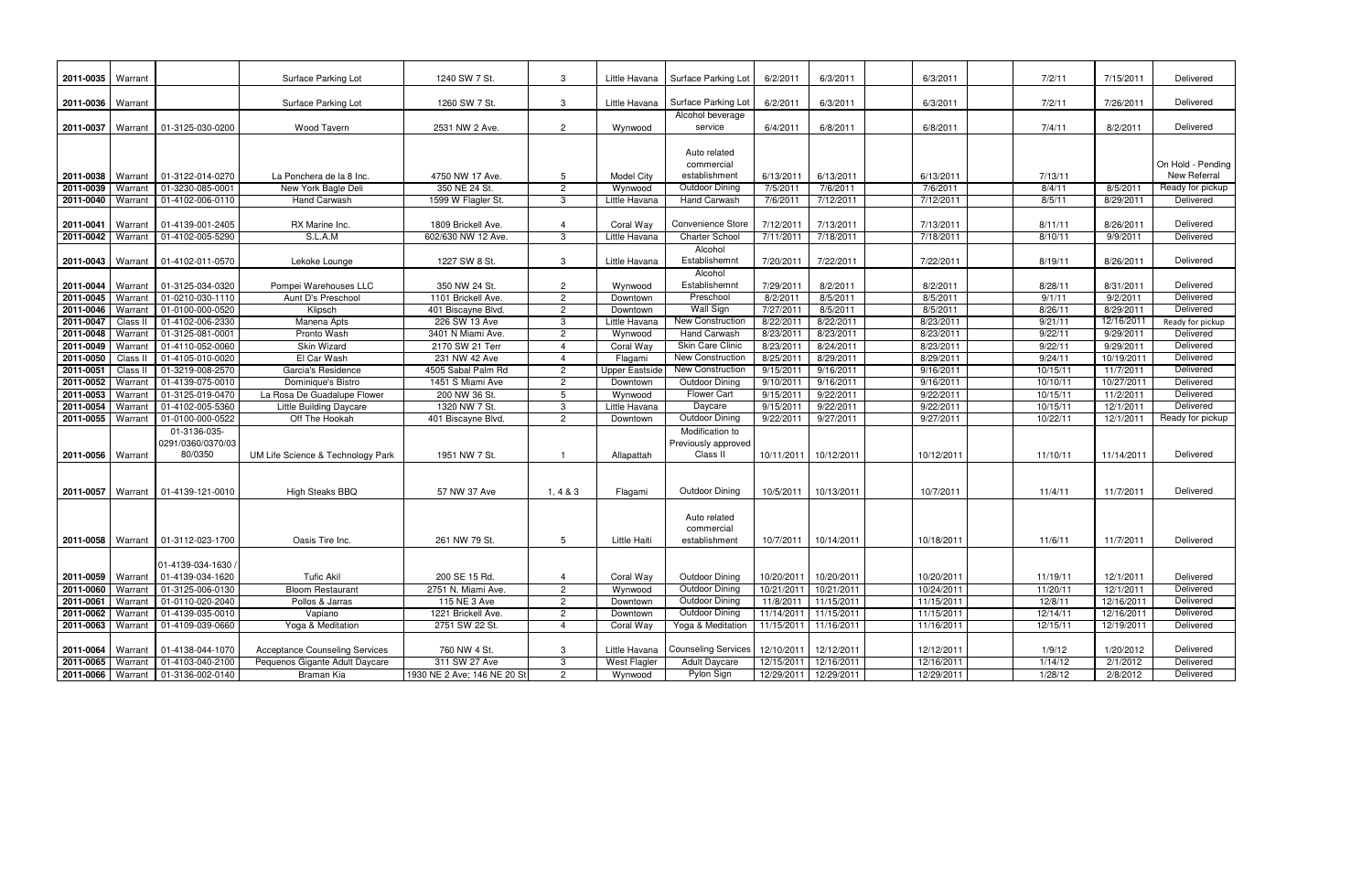| | | | | | | | | | | | | | | | |
|---|---|---|---|---|---|---|---|---|---|---|---|---|---|---|---|
| 2011-0035 | Warrant | | Surface Parking Lot | 1240 SW 7 St. | 3 | Little Havana | Surface Parking Lot | 6/2/2011 | 6/3/2011 | | 6/3/2011 | | 7/2/11 | 7/15/2011 | Delivered |
| 2011-0036 | Warrant | | Surface Parking Lot | 1260 SW 7 St. | 3 | Little Havana | Surface Parking Lot | 6/2/2011 | 6/3/2011 | | 6/3/2011 | | 7/2/11 | 7/26/2011 | Delivered |
| 2011-0037 | Warrant | 01-3125-030-0200 | Wood Tavern | 2531 NW 2 Ave. | 2 | Wynwood | Alcohol beverage service | 6/4/2011 | 6/8/2011 | | 6/8/2011 | | 7/4/11 | 8/2/2011 | Delivered |
| 2011-0038 | Warrant | 01-3122-014-0270 | La Ponchera de la 8 Inc. | 4750 NW 17 Ave. | 5 | Model City | Auto related commercial establishment | 6/13/2011 | 6/13/2011 | | 6/13/2011 | | 7/13/11 | | On Hold - Pending New Referral |
| 2011-0039 | Warrant | 01-3230-085-0001 | New York Bagle Deli | 350 NE 24 St. | 2 | Wynwood | Outdoor Dining | 7/5/2011 | 7/6/2011 | | 7/6/2011 | | 8/4/11 | 8/5/2011 | Ready for pickup |
| 2011-0040 | Warrant | 01-4102-006-0110 | Hand Carwash | 1599 W Flagler St. | 3 | Little Havana | Hand Carwash | 7/6/2011 | 7/12/2011 | | 7/12/2011 | | 8/5/11 | 8/29/2011 | Delivered |
| 2011-0041 | Warrant | 01-4139-001-2405 | RX Marine Inc. | 1809 Brickell Ave. | 4 | Coral Way | Convenience Store | 7/12/2011 | 7/13/2011 | | 7/13/2011 | | 8/11/11 | 8/26/2011 | Delivered |
| 2011-0042 | Warrant | 01-4102-005-5290 | S.L.A.M | 602/630 NW 12 Ave. | 3 | Little Havana | Charter School | 7/11/2011 | 7/18/2011 | | 7/18/2011 | | 8/10/11 | 9/9/2011 | Delivered |
| 2011-0043 | Warrant | 01-4102-011-0570 | Lekoke Lounge | 1227 SW 8 St. | 3 | Little Havana | Alcohol Establishemnt | 7/20/2011 | 7/22/2011 | | 7/22/2011 | | 8/19/11 | 8/26/2011 | Delivered |
| 2011-0044 | Warrant | 01-3125-034-0320 | Pompei Warehouses LLC | 350 NW 24 St. | 2 | Wynwood | Alcohol Establishemnt | 7/29/2011 | 8/2/2011 | | 8/2/2011 | | 8/28/11 | 8/31/2011 | Delivered |
| 2011-0045 | Warrant | 01-0210-030-1110 | Aunt D's Preschool | 1101 Brickell Ave. | 2 | Downtown | Preschool | 8/2/2011 | 8/5/2011 | | 8/5/2011 | | 9/1/11 | 9/2/2011 | Delivered |
| 2011-0046 | Warrant | 01-0100-000-0520 | Klipsch | 401 Biscayne Blvd. | 2 | Downtown | Wall Sign | 7/27/2011 | 8/5/2011 | | 8/5/2011 | | 8/26/11 | 8/29/2011 | Delivered |
| 2011-0047 | Class II | 01-4102-006-2330 | Manena Apts | 226 SW 13 Ave | 3 | Little Havana | New Construction | 8/22/2011 | 8/22/2011 | | 8/23/2011 | | 9/21/11 | 12/16/2011 | Ready for pickup |
| 2011-0048 | Warrant | 01-3125-081-0001 | Pronto Wash | 3401 N Miami Ave. | 2 | Wynwood | Hand Carwash | 8/23/2011 | 8/23/2011 | | 8/23/2011 | | 9/22/11 | 9/29/2011 | Delivered |
| 2011-0049 | Warrant | 01-4110-052-0060 | Skin Wizard | 2170 SW 21 Terr | 4 | Coral Way | Skin Care Clinic | 8/23/2011 | 8/24/2011 | | 8/23/2011 | | 9/22/11 | 9/29/2011 | Delivered |
| 2011-0050 | Class II | 01-4105-010-0020 | El Car Wash | 231 NW 42 Ave | 4 | Flagami | New Construction | 8/25/2011 | 8/29/2011 | | 8/29/2011 | | 9/24/11 | 10/19/2011 | Delivered |
| 2011-0051 | Class II | 01-3219-008-2570 | Garcia's Residence | 4505 Sabal Palm Rd | 2 | Upper Eastside | New Construction | 9/15/2011 | 9/16/2011 | | 9/16/2011 | | 10/15/11 | 11/7/2011 | Delivered |
| 2011-0052 | Warrant | 01-4139-075-0010 | Dominique's Bistro | 1451 S Miami Ave | 2 | Downtown | Outdoor Dining | 9/10/2011 | 9/16/2011 | | 9/16/2011 | | 10/10/11 | 10/27/2011 | Delivered |
| 2011-0053 | Warrant | 01-3125-019-0470 | La Rosa De Guadalupe Flower | 200 NW 36 St. | 5 | Wynwood | Flower Cart | 9/15/2011 | 9/22/2011 | | 9/22/2011 | | 10/15/11 | 11/2/2011 | Delivered |
| 2011-0054 | Warrant | 01-4102-005-5360 | Little Building Daycare | 1320 NW 7 St. | 3 | Little Havana | Daycare | 9/15/2011 | 9/22/2011 | | 9/22/2011 | | 10/15/11 | 12/1/2011 | Delivered |
| 2011-0055 | Warrant | 01-0100-000-0522 | Off The Hookah | 401 Biscayne Blvd. | 2 | Downtown | Outdoor Dining | 9/22/2011 | 9/27/2011 | | 9/27/2011 | | 10/22/11 | 12/1/2011 | Ready for pickup |
| 2011-0056 | Warrant | 01-3136-035-0291/0360/0370/0380/0350 | UM Life Science & Technology Park | 1951 NW 7 St. | 1 | Allapattah | Modification to Previously approved Class II | 10/11/2011 | 10/12/2011 | | 10/12/2011 | | 11/10/11 | 11/14/2011 | Delivered |
| 2011-0057 | Warrant | 01-4139-121-0010 | High Steaks BBQ | 57 NW 37 Ave | 1, 4 & 3 | Flagami | Outdoor Dining | 10/5/2011 | 10/13/2011 | | 10/7/2011 | | 11/4/11 | 11/7/2011 | Delivered |
| 2011-0058 | Warrant | 01-3112-023-1700 | Oasis Tire Inc. | 261 NW 79 St. | 5 | Little Haiti | Auto related commercial establishment | 10/7/2011 | 10/14/2011 | | 10/18/2011 | | 11/6/11 | 11/7/2011 | Delivered |
| 2011-0059 | Warrant | 01-4139-034-1630 / 01-4139-034-1620 | Tufic Akil | 200 SE 15 Rd. | 4 | Coral Way | Outdoor Dining | 10/20/2011 | 10/20/2011 | | 10/20/2011 | | 11/19/11 | 12/1/2011 | Delivered |
| 2011-0060 | Warrant | 01-3125-006-0130 | Bloom Restaurant | 2751 N. Miami Ave. | 2 | Wynwood | Outdoor Dining | 10/21/2011 | 10/21/2011 | | 10/24/2011 | | 11/20/11 | 12/1/2011 | Delivered |
| 2011-0061 | Warrant | 01-0110-020-2040 | Pollos & Jarras | 115 NE 3 Ave | 2 | Downtown | Outdoor Dining | 11/8/2011 | 11/15/2011 | | 11/15/2011 | | 12/8/11 | 12/16/2011 | Delivered |
| 2011-0062 | Warrant | 01-4139-035-0010 | Vapiano | 1221 Brickell Ave. | 2 | Downtown | Outdoor Dining | 11/14/2011 | 11/15/2011 | | 11/15/2011 | | 12/14/11 | 12/16/2011 | Delivered |
| 2011-0063 | Warrant | 01-4109-039-0660 | Yoga & Meditation | 2751 SW 22 St. | 4 | Coral Way | Yoga & Meditation | 11/15/2011 | 11/16/2011 | | 11/16/2011 | | 12/15/11 | 12/19/2011 | Delivered |
| 2011-0064 | Warrant | 01-4138-044-1070 | Acceptance Counseling Services | 760 NW 4 St. | 3 | Little Havana | Counseling Services | 12/10/2011 | 12/12/2011 | | 12/12/2011 | | 1/9/12 | 1/20/2012 | Delivered |
| 2011-0065 | Warrant | 01-4103-040-2100 | Pequenos Gigante Adult Daycare | 311 SW 27 Ave | 3 | West Flagler | Adult Daycare | 12/15/2011 | 12/16/2011 | | 12/16/2011 | | 1/14/12 | 2/1/2012 | Delivered |
| 2011-0066 | Warrant | 01-3136-002-0140 | Braman Kia | 1930 NE 2 Ave; 146 NE 20 St | 2 | Wynwood | Pylon Sign | 12/29/2011 | 12/29/2011 | | 12/29/2011 | | 1/28/12 | 2/8/2012 | Delivered |